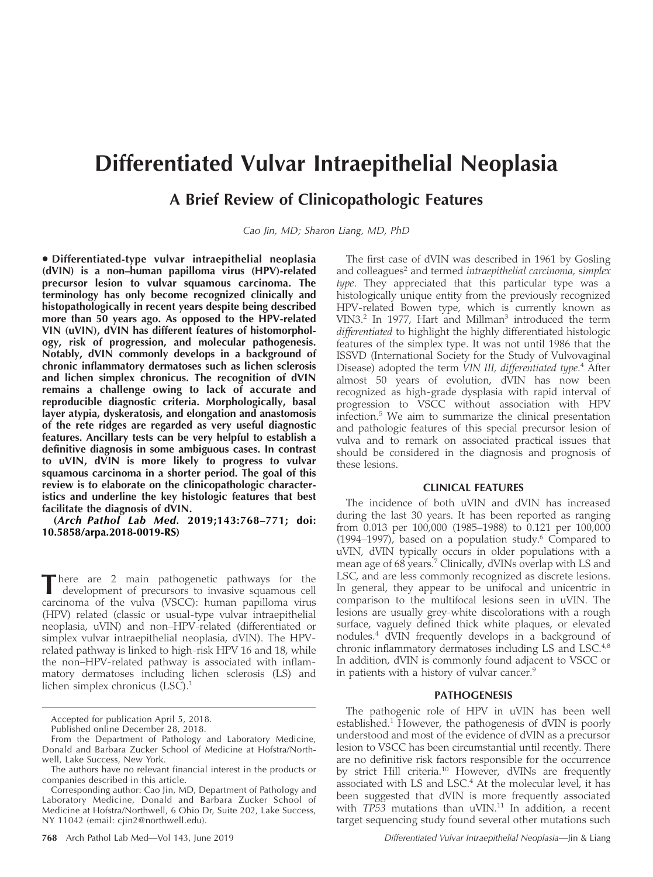# Differentiated Vulvar Intraepithelial Neoplasia

## A Brief Review of Clinicopathologic Features

*Cao Jin, MD; Sharon Liang, MD, PhD*

**• Differentiated-type vulvar intraepithelial neoplasia (dVIN) is a non–human papilloma virus (HPV)-related precursor lesion to vulvar squamous carcinoma. The terminology has only become recognized clinically and histopathologically in recent years despite being described more than 50 years ago. As opposed to the HPV-related VIN (uVIN), dVIN has different features of histomorphology, risk of progression, and molecular pathogenesis. Notably, dVIN commonly develops in a background of chronic inflammatory dermatoses such as lichen sclerosis and lichen simplex chronicus. The recognition of dVIN remains a challenge owing to lack of accurate and reproducible diagnostic criteria. Morphologically, basal layer atypia, dyskeratosis, and elongation and anastomosis of the rete ridges are regarded as very useful diagnostic features. Ancillary tests can be very helpful to establish a definitive diagnosis in some ambiguous cases. In contrast to uVIN, dVIN is more likely to progress to vulvar squamous carcinoma in a shorter period. The goal of this review is to elaborate on the clinicopathologic characteristics and underline the key histologic features that best facilitate the diagnosis of dVIN.**

**(*Arch Pathol Lab Med.* 2019;143:768–771; doi: 10.5858/arpa.2018-0019-RS)**

There are 2 main pathogenetic pathways for the development of precursors to invasive squamous cell carcinoma of the vulva (VSCC): human papilloma virus (HPV) related (classic or usual-type vulvar intraepithelial neoplasia, uVIN) and non–HPV-related (differentiated or simplex vulvar intraepithelial neoplasia, dVIN). The HPV-related pathway is linked to high-risk HPV 16 and 18, while the non–HPV-related pathway is associated with inflammatory dermatoses including lichen sclerosis (LS) and lichen simplex chronicus (LSC).[1]

The first case of dVIN was described in 1961 by Gosling and colleagues[2] and termed *intraepithelial carcinoma, simplex type*. They appreciated that this particular type was a histologically unique entity from the previously recognized HPV-related Bowen type, which is currently known as VIN3.[2] In 1977, Hart and Millman[3] introduced the term *differentiated* to highlight the highly differentiated histologic features of the simplex type. It was not until 1986 that the ISSVD (International Society for the Study of Vulvovaginal Disease) adopted the term *VIN III, differentiated type*.[4] After almost 50 years of evolution, dVIN has now been recognized as high-grade dysplasia with rapid interval of progression to VSCC without association with HPV infection.[5] We aim to summarize the clinical presentation and pathologic features of this special precursor lesion of vulva and to remark on associated practical issues that should be considered in the diagnosis and prognosis of these lesions.

### CLINICAL FEATURES

The incidence of both uVIN and dVIN has increased during the last 30 years. It has been reported as ranging from 0.013 per 100,000 (1985–1988) to 0.121 per 100,000 (1994–1997), based on a population study.[6] Compared to uVIN, dVIN typically occurs in older populations with a mean age of 68 years.[7] Clinically, dVINs overlap with LS and LSC, and are less commonly recognized as discrete lesions. In general, they appear to be unifocal and unicentric in comparison to the multifocal lesions seen in uVIN. The lesions are usually grey-white discolorations with a rough surface, vaguely defined thick white plaques, or elevated nodules.[4] dVIN frequently develops in a background of chronic inflammatory dermatoses including LS and LSC.[4,8] In addition, dVIN is commonly found adjacent to VSCC or in patients with a history of vulvar cancer.[9]

### PATHOGENESIS

The pathogenic role of HPV in uVIN has been well established.[1] However, the pathogenesis of dVIN is poorly understood and most of the evidence of dVIN as a precursor lesion to VSCC has been circumstantial until recently. There are no definitive risk factors responsible for the occurrence by strict Hill criteria.[10] However, dVINs are frequently associated with LS and LSC.[4] At the molecular level, it has been suggested that dVIN is more frequently associated with *TP53* mutations than uVIN.[11] In addition, a recent target sequencing study found several other mutations such

Accepted for publication April 5, 2018.

Published online December 28, 2018.

From the Department of Pathology and Laboratory Medicine, Donald and Barbara Zucker School of Medicine at Hofstra/Northwell, Lake Success, New York.

The authors have no relevant financial interest in the products or companies described in this article.

Corresponding author: Cao Jin, MD, Department of Pathology and Laboratory Medicine, Donald and Barbara Zucker School of Medicine at Hofstra/Northwell, 6 Ohio Dr, Suite 202, Lake Success, NY 11042 (email: cjin2@northwell.edu).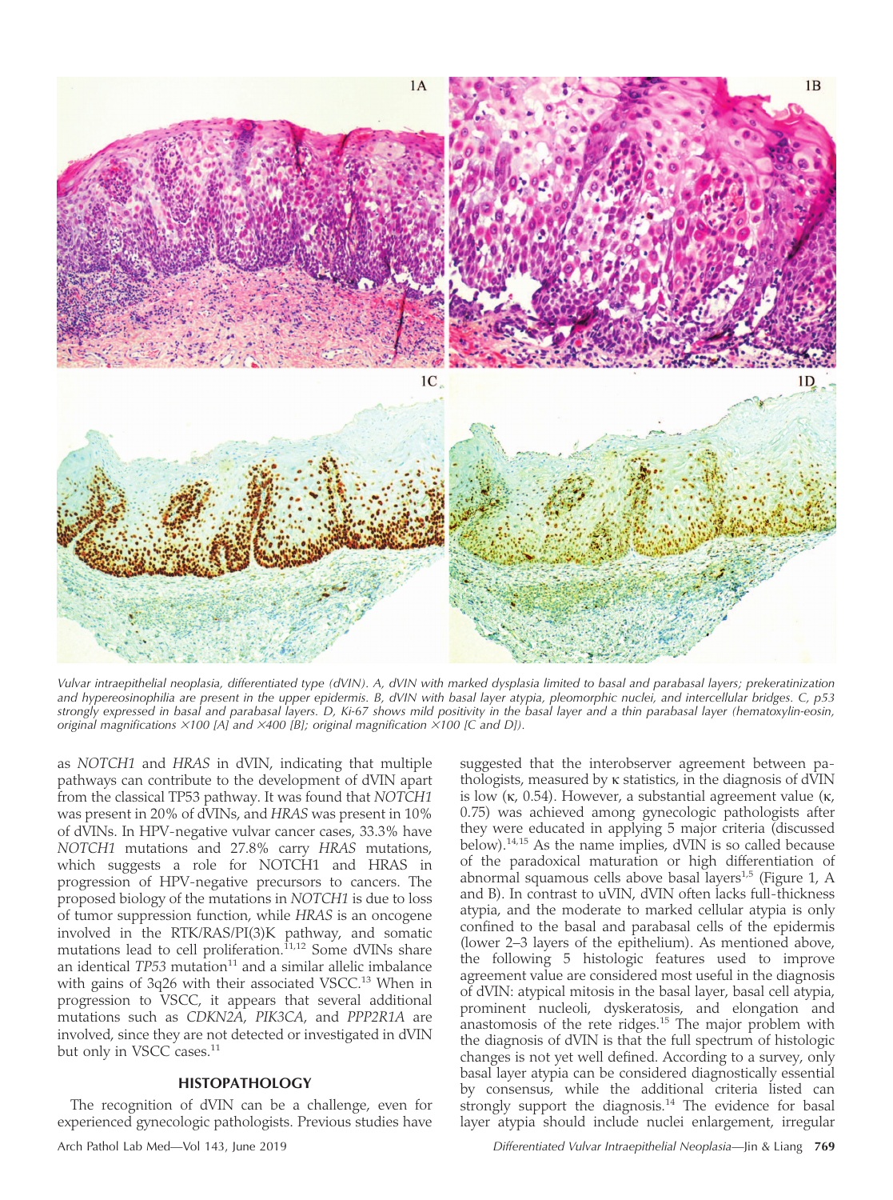*Vulvar intraepithelial neoplasia, differentiated type (dVIN). A, dVIN with marked dysplasia limited to basal and parabasal layers; prekeratinization and hypereosinophilia are present in the upper epidermis. B, dVIN with basal layer atypia, pleomorphic nuclei, and intercellular bridges. C, p53 strongly expressed in basal and parabasal layers. D, Ki-67 shows mild positivity in the basal layer and a thin parabasal layer (hematoxylin-eosin, original magnifications ×100 [A] and ×400 [B]; original magnification ×100 [C and D]).*

as *NOTCH1* and *HRAS* in dVIN, indicating that multiple pathways can contribute to the development of dVIN apart from the classical TP53 pathway. It was found that *NOTCH1* was present in 20% of dVINs, and *HRAS* was present in 10% of dVINs. In HPV-negative vulvar cancer cases, 33.3% have *NOTCH1* mutations and 27.8% carry *HRAS* mutations, which suggests a role for NOTCH1 and HRAS in progression of HPV-negative precursors to cancers. The proposed biology of the mutations in *NOTCH1* is due to loss of tumor suppression function, while *HRAS* is an oncogene involved in the RTK/RAS/PI(3)K pathway, and somatic mutations lead to cell proliferation.[11,12] Some dVINs share an identical *TP53* mutation[11] and a similar allelic imbalance with gains of 3q26 with their associated VSCC.[13] When in progression to VSCC, it appears that several additional mutations such as *CDKN2A*, *PIK3CA*, and *PPP2R1A* are involved, since they are not detected or investigated in dVIN but only in VSCC cases.[11]

## HISTOPATHOLOGY

The recognition of dVIN can be a challenge, even for experienced gynecologic pathologists. Previous studies have suggested that the interobserver agreement between pathologists, measured by κ statistics, in the diagnosis of dVIN is low (κ, 0.54). However, a substantial agreement value (κ, 0.75) was achieved among gynecologic pathologists after they were educated in applying 5 major criteria (discussed below).[14,15] As the name implies, dVIN is so called because of the paradoxical maturation or high differentiation of abnormal squamous cells above basal layers[1,5] (Figure 1, A and B). In contrast to uVIN, dVIN often lacks full-thickness atypia, and the moderate to marked cellular atypia is only confined to the basal and parabasal cells of the epidermis (lower 2–3 layers of the epithelium). As mentioned above, the following 5 histologic features used to improve agreement value are considered most useful in the diagnosis of dVIN: atypical mitosis in the basal layer, basal cell atypia, prominent nucleoli, dyskeratosis, and elongation and anastomosis of the rete ridges.[15] The major problem with the diagnosis of dVIN is that the full spectrum of histologic changes is not yet well defined. According to a survey, only basal layer atypia can be considered diagnostically essential by consensus, while the additional criteria listed can strongly support the diagnosis.[14] The evidence for basal layer atypia should include nuclei enlargement, irregular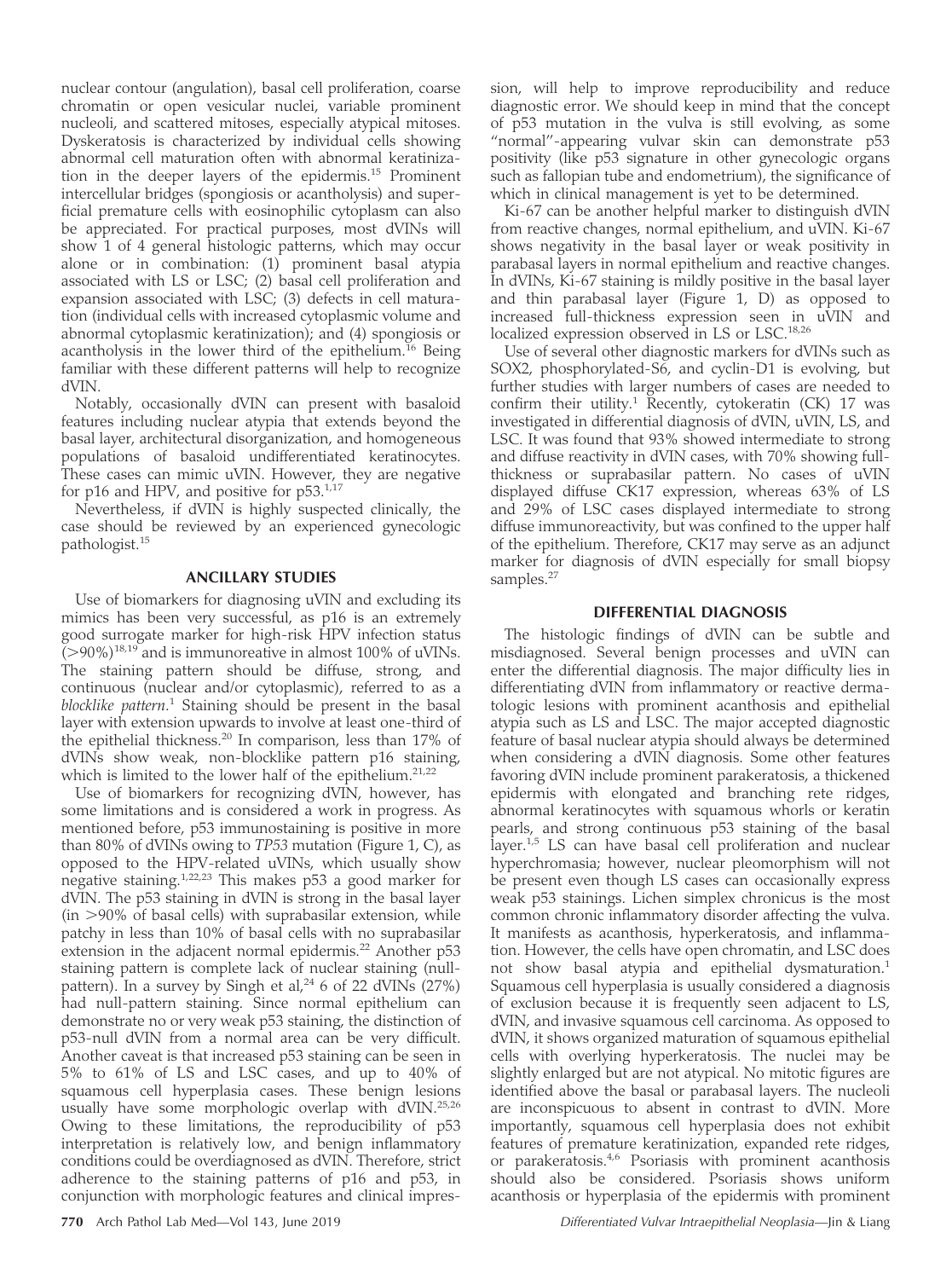nuclear contour (angulation), basal cell proliferation, coarse chromatin or open vesicular nuclei, variable prominent nucleoli, and scattered mitoses, especially atypical mitoses. Dyskeratosis is characterized by individual cells showing abnormal cell maturation often with abnormal keratinization in the deeper layers of the epidermis.[15] Prominent intercellular bridges (spongiosis or acantholysis) and superficial premature cells with eosinophilic cytoplasm can also be appreciated. For practical purposes, most dVINs will show 1 of 4 general histologic patterns, which may occur alone or in combination: (1) prominent basal atypia associated with LS or LSC; (2) basal cell proliferation and expansion associated with LSC; (3) defects in cell maturation (individual cells with increased cytoplasmic volume and abnormal cytoplasmic keratinization); and (4) spongiosis or acantholysis in the lower third of the epithelium.[16] Being familiar with these different patterns will help to recognize dVIN.

Notably, occasionally dVIN can present with basaloid features including nuclear atypia that extends beyond the basal layer, architectural disorganization, and homogeneous populations of basaloid undifferentiated keratinocytes. These cases can mimic uVIN. However, they are negative for p16 and HPV, and positive for p53.[1,17]

Nevertheless, if dVIN is highly suspected clinically, the case should be reviewed by an experienced gynecologic pathologist.[15]

## ANCILLARY STUDIES

Use of biomarkers for diagnosing uVIN and excluding its mimics has been very successful, as p16 is an extremely good surrogate marker for high-risk HPV infection status (>90%)[18,19] and is immunoreactive in almost 100% of uVINs. The staining pattern should be diffuse, strong, and continuous (nuclear and/or cytoplasmic), referred to as a *blocklike pattern*.[1] Staining should be present in the basal layer with extension upwards to involve at least one-third of the epithelial thickness.[20] In comparison, less than 17% of dVINs show weak, non-blocklike pattern p16 staining, which is limited to the lower half of the epithelium.[21,22]

Use of biomarkers for recognizing dVIN, however, has some limitations and is considered a work in progress. As mentioned before, p53 immunostaining is positive in more than 80% of dVINs owing to *TP53* mutation (Figure 1, C), as opposed to the HPV-related uVINs, which usually show negative staining.[1,22,23] This makes p53 a good marker for dVIN. The p53 staining in dVIN is strong in the basal layer (in >90% of basal cells) with suprabasilar extension, while patchy in less than 10% of basal cells with no suprabasilar extension in the adjacent normal epidermis.[22] Another p53 staining pattern is complete lack of nuclear staining (null-pattern). In a survey by Singh et al,[24] 6 of 22 dVINs (27%) had null-pattern staining. Since normal epithelium can demonstrate no or very weak p53 staining, the distinction of p53-null dVIN from a normal area can be very difficult. Another caveat is that increased p53 staining can be seen in 5% to 61% of LS and LSC cases, and up to 40% of squamous cell hyperplasia cases. These benign lesions usually have some morphologic overlap with dVIN.[25,26] Owing to these limitations, the reproducibility of p53 interpretation is relatively low, and benign inflammatory conditions could be overdiagnosed as dVIN. Therefore, strict adherence to the staining patterns of p16 and p53, in conjunction with morphologic features and clinical impression, will help to improve reproducibility and reduce diagnostic error. We should keep in mind that the concept of p53 mutation in the vulva is still evolving, as some "normal"-appearing vulvar skin can demonstrate p53 positivity (like p53 signature in other gynecologic organs such as fallopian tube and endometrium), the significance of which in clinical management is yet to be determined.

Ki-67 can be another helpful marker to distinguish dVIN from reactive changes, normal epithelium, and uVIN. Ki-67 shows negativity in the basal layer or weak positivity in parabasal layers in normal epithelium and reactive changes. In dVINs, Ki-67 staining is mildly positive in the basal layer and thin parabasal layer (Figure 1, D) as opposed to increased full-thickness expression seen in uVIN and localized expression observed in LS or LSC.[18,26]

Use of several other diagnostic markers for dVINs such as SOX2, phosphorylated-S6, and cyclin-D1 is evolving, but further studies with larger numbers of cases are needed to confirm their utility.[1] Recently, cytokeratin (CK) 17 was investigated in differential diagnosis of dVIN, uVIN, LS, and LSC. It was found that 93% showed intermediate to strong and diffuse reactivity in dVIN cases, with 70% showing full-thickness or suprabasilar pattern. No cases of uVIN displayed diffuse CK17 expression, whereas 63% of LS and 29% of LSC cases displayed intermediate to strong diffuse immunoreactivity, but was confined to the upper half of the epithelium. Therefore, CK17 may serve as an adjunct marker for diagnosis of dVIN especially for small biopsy samples.[27]

## DIFFERENTIAL DIAGNOSIS

The histologic findings of dVIN can be subtle and misdiagnosed. Several benign processes and uVIN can enter the differential diagnosis. The major difficulty lies in differentiating dVIN from inflammatory or reactive dermatologic lesions with prominent acanthosis and epithelial atypia such as LS and LSC. The major accepted diagnostic feature of basal nuclear atypia should always be determined when considering a dVIN diagnosis. Some other features favoring dVIN include prominent parakeratosis, a thickened epidermis with elongated and branching rete ridges, abnormal keratinocytes with squamous whorls or keratin pearls, and strong continuous p53 staining of the basal layer.[1,5] LS can have basal cell proliferation and nuclear hyperchromasia; however, nuclear pleomorphism will not be present even though LS cases can occasionally express weak p53 stainings. Lichen simplex chronicus is the most common chronic inflammatory disorder affecting the vulva. It manifests as acanthosis, hyperkeratosis, and inflammation. However, the cells have open chromatin, and LSC does not show basal atypia and epithelial dysmaturation.[1] Squamous cell hyperplasia is usually considered a diagnosis of exclusion because it is frequently seen adjacent to LS, dVIN, and invasive squamous cell carcinoma. As opposed to dVIN, it shows organized maturation of squamous epithelial cells with overlying hyperkeratosis. The nuclei may be slightly enlarged but are not atypical. No mitotic figures are identified above the basal or parabasal layers. The nucleoli are inconspicuous to absent in contrast to dVIN. More importantly, squamous cell hyperplasia does not exhibit features of premature keratinization, expanded rete ridges, or parakeratosis.[4,6] Psoriasis with prominent acanthosis should also be considered. Psoriasis shows uniform acanthosis or hyperplasia of the epidermis with prominent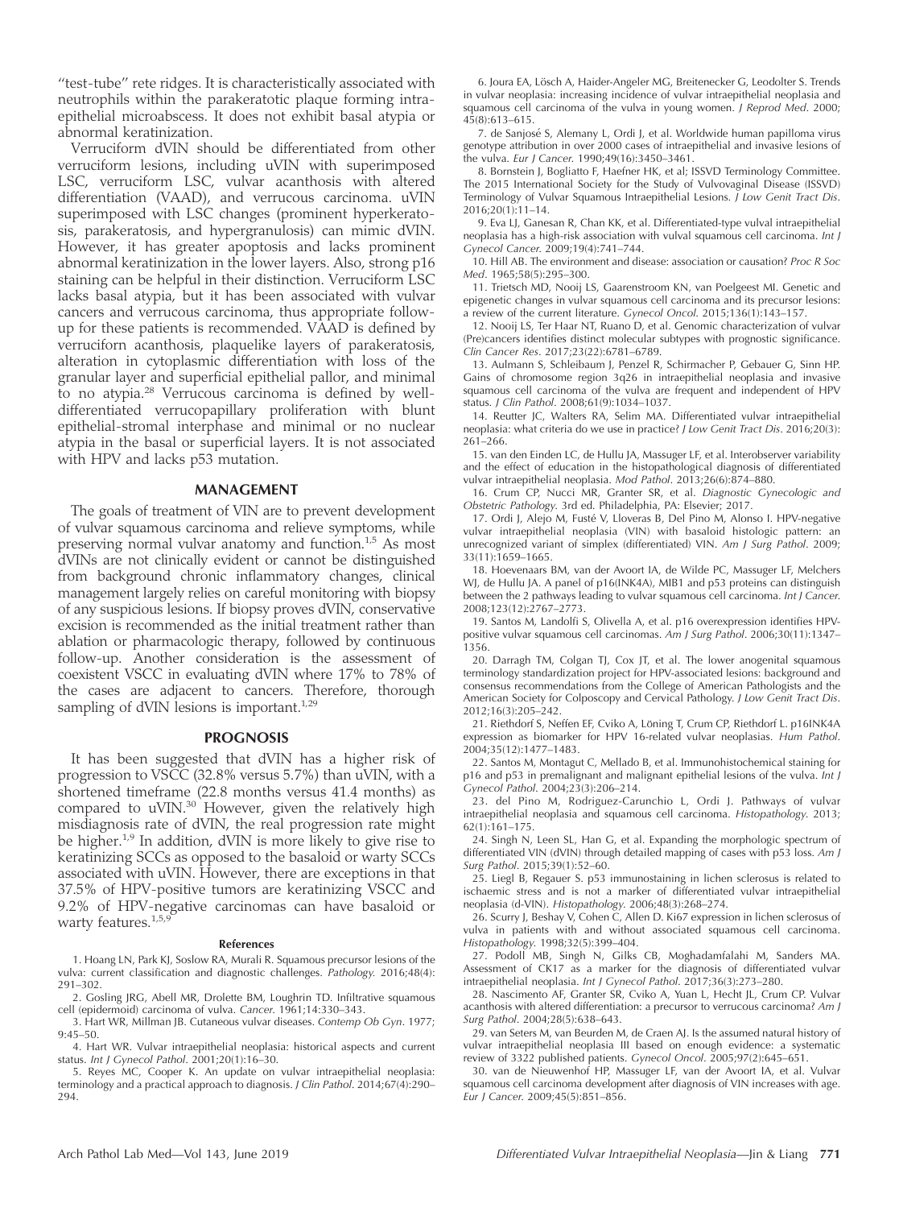"test-tube" rete ridges. It is characteristically associated with neutrophils within the parakeratotic plaque forming intraepithelial microabscess. It does not exhibit basal atypia or abnormal keratinization.

Verruciform dVIN should be differentiated from other verruciform lesions, including uVIN with superimposed LSC, verruciform LSC, vulvar acanthosis with altered differentiation (VAAD), and verrucous carcinoma. uVIN superimposed with LSC changes (prominent hyperkeratosis, parakeratosis, and hypergranulosis) can mimic dVIN. However, it has greater apoptosis and lacks prominent abnormal keratinization in the lower layers. Also, strong p16 staining can be helpful in their distinction. Verruciform LSC lacks basal atypia, but it has been associated with vulvar cancers and verrucous carcinoma, thus appropriate follow-up for these patients is recommended. VAAD is defined by verruciforn acanthosis, plaquelike layers of parakeratosis, alteration in cytoplasmic differentiation with loss of the granular layer and superficial epithelial pallor, and minimal to no atypia.[28] Verrucous carcinoma is defined by well-differentiated verrucopapillary proliferation with blunt epithelial-stromal interphase and minimal or no nuclear atypia in the basal or superficial layers. It is not associated with HPV and lacks p53 mutation.

## MANAGEMENT

The goals of treatment of VIN are to prevent development of vulvar squamous carcinoma and relieve symptoms, while preserving normal vulvar anatomy and function.[1,5] As most dVINs are not clinically evident or cannot be distinguished from background chronic inflammatory changes, clinical management largely relies on careful monitoring with biopsy of any suspicious lesions. If biopsy proves dVIN, conservative excision is recommended as the initial treatment rather than ablation or pharmacologic therapy, followed by continuous follow-up. Another consideration is the assessment of coexistent VSCC in evaluating dVIN where 17% to 78% of the cases are adjacent to cancers. Therefore, thorough sampling of dVIN lesions is important.[1,29]

## PROGNOSIS

It has been suggested that dVIN has a higher risk of progression to VSCC (32.8% versus 5.7%) than uVIN, with a shortened timeframe (22.8 months versus 41.4 months) as compared to uVIN.[30] However, given the relatively high misdiagnosis rate of dVIN, the real progression rate might be higher.[1,9] In addition, dVIN is more likely to give rise to keratinizing SCCs as opposed to the basaloid or warty SCCs associated with uVIN. However, there are exceptions in that 37.5% of HPV-positive tumors are keratinizing VSCC and 9.2% of HPV-negative carcinomas can have basaloid or warty features.[1,5,9]

### References

1. Hoang LN, Park KJ, Soslow RA, Murali R. Squamous precursor lesions of the vulva: current classification and diagnostic challenges. *Pathology*. 2016;48(4): 291–302.

2. Gosling JRG, Abell MR, Drolette BM, Loughrin TD. Infiltrative squamous cell (epidermoid) carcinoma of vulva. *Cancer*. 1961;14:330–343.

3. Hart WR, Millman JB. Cutaneous vulvar diseases. *Contemp Ob Gyn*. 1977; 9:45–50.

4. Hart WR. Vulvar intraepithelial neoplasia: historical aspects and current status. *Int J Gynecol Pathol*. 2001;20(1):16–30.

5. Reyes MC, Cooper K. An update on vulvar intraepithelial neoplasia: terminology and a practical approach to diagnosis. *J Clin Pathol*. 2014;67(4):290–294.

6. Joura EA, Lösch A, Haider-Angeler MG, Breitenecker G, Leodolter S. Trends in vulvar neoplasia: increasing incidence of vulvar intraepithelial neoplasia and squamous cell carcinoma of the vulva in young women. *J Reprod Med*. 2000; 45(8):613–615.

7. de Sanjosé S, Alemany L, Ordi J, et al. Worldwide human papilloma virus genotype attribution in over 2000 cases of intraepithelial and invasive lesions of the vulva. *Eur J Cancer*. 1990;49(16):3450–3461.

8. Bornstein J, Bogliatto F, Haefner HK, et al; ISSVD Terminology Committee. The 2015 International Society for the Study of Vulvovaginal Disease (ISSVD) Terminology of Vulvar Squamous Intraepithelial Lesions. *J Low Genit Tract Dis*. 2016;20(1):11–14.

9. Eva LJ, Ganesan R, Chan KK, et al. Differentiated-type vulval intraepithelial neoplasia has a high-risk association with vulval squamous cell carcinoma. *Int J Gynecol Cancer*. 2009;19(4):741–744.

10. Hill AB. The environment and disease: association or causation? *Proc R Soc Med*. 1965;58(5):295–300.

11. Trietsch MD, Nooij LS, Gaarenstroom KN, van Poelgeest MI. Genetic and epigenetic changes in vulvar squamous cell carcinoma and its precursor lesions: a review of the current literature. *Gynecol Oncol*. 2015;136(1):143–157.

12. Nooij LS, Ter Haar NT, Ruano D, et al. Genomic characterization of vulvar (Pre)cancers identifies distinct molecular subtypes with prognostic significance. *Clin Cancer Res*. 2017;23(22):6781–6789.

13. Aulmann S, Schleibaum J, Penzel R, Schirmacher P, Gebauer G, Sinn HP. Gains of chromosome region 3q26 in intraepithelial neoplasia and invasive squamous cell carcinoma of the vulva are frequent and independent of HPV status. *J Clin Pathol*. 2008;61(9):1034–1037.

14. Reutter JC, Walters RA, Selim MA. Differentiated vulvar intraepithelial neoplasia: what criteria do we use in practice? *J Low Genit Tract Dis*. 2016;20(3): 261–266.

15. van den Einden LC, de Hullu JA, Massuger LF, et al. Interobserver variability and the effect of education in the histopathological diagnosis of differentiated vulvar intraepithelial neoplasia. *Mod Pathol*. 2013;26(6):874–880.

16. Crum CP, Nucci MR, Granter SR, et al. *Diagnostic Gynecologic and Obstetric Pathology*. 3rd ed. Philadelphia, PA: Elsevier; 2017.

17. Ordi J, Alejo M, Fusté V, Lloveras B, Del Pino M, Alonso I. HPV-negative vulvar intraepithelial neoplasia (VIN) with basaloid histologic pattern: an unrecognized variant of simplex (differentiated) VIN. *Am J Surg Pathol*. 2009; 33(11):1659–1665.

18. Hoevenaars BM, van der Avoort IA, de Wilde PC, Massuger LF, Melchers WJ, de Hullu JA. A panel of p16(INK4A), MIB1 and p53 proteins can distinguish between the 2 pathways leading to vulvar squamous cell carcinoma. *Int J Cancer*. 2008;123(12):2767–2773.

19. Santos M, Landolfi S, Olivella A, et al. p16 overexpression identifies HPV-positive vulvar squamous cell carcinomas. *Am J Surg Pathol*. 2006;30(11):1347–1356.

20. Darragh TM, Colgan TJ, Cox JT, et al. The lower anogenital squamous terminology standardization project for HPV-associated lesions: background and consensus recommendations from the College of American Pathologists and the American Society for Colposcopy and Cervical Pathology. *J Low Genit Tract Dis*. 2012;16(3):205–242.

21. Riethdorf S, Neffen EF, Cviko A, Löning T, Crum CP, Riethdorf L. p16INK4A expression as biomarker for HPV 16-related vulvar neoplasias. *Hum Pathol*. 2004;35(12):1477–1483.

22. Santos M, Montagut C, Mellado B, et al. Immunohistochemical staining for p16 and p53 in premalignant and malignant epithelial lesions of the vulva. *Int J Gynecol Pathol*. 2004;23(3):206–214.

23. del Pino M, Rodriguez-Carunchio L, Ordi J. Pathways of vulvar intraepithelial neoplasia and squamous cell carcinoma. *Histopathology*. 2013; 62(1):161–175.

24. Singh N, Leen SL, Han G, et al. Expanding the morphologic spectrum of differentiated VIN (dVIN) through detailed mapping of cases with p53 loss. *Am J Surg Pathol*. 2015;39(1):52–60.

25. Liegl B, Regauer S. p53 immunostaining in lichen sclerosus is related to ischaemic stress and is not a marker of differentiated vulvar intraepithelial neoplasia (d-VIN). *Histopathology*. 2006;48(3):268–274.

26. Scurry J, Beshay V, Cohen C, Allen D. Ki67 expression in lichen sclerosus of vulva in patients with and without associated squamous cell carcinoma. *Histopathology*. 1998;32(5):399–404.

27. Podoll MB, Singh N, Gilks CB, Moghadamfalahi M, Sanders MA. Assessment of CK17 as a marker for the diagnosis of differentiated vulvar intraepithelial neoplasia. *Int J Gynecol Pathol*. 2017;36(3):273–280.

28. Nascimento AF, Granter SR, Cviko A, Yuan L, Hecht JL, Crum CP. Vulvar acanthosis with altered differentiation: a precursor to verrucous carcinoma? *Am J Surg Pathol*. 2004;28(5):638–643.

29. van Seters M, van Beurden M, de Craen AJ. Is the assumed natural history of vulvar intraepithelial neoplasia III based on enough evidence: a systematic review of 3322 published patients. *Gynecol Oncol*. 2005;97(2):645–651.

30. van de Nieuwenhof HP, Massuger LF, van der Avoort IA, et al. Vulvar squamous cell carcinoma development after diagnosis of VIN increases with age. *Eur J Cancer*. 2009;45(5):851–856.